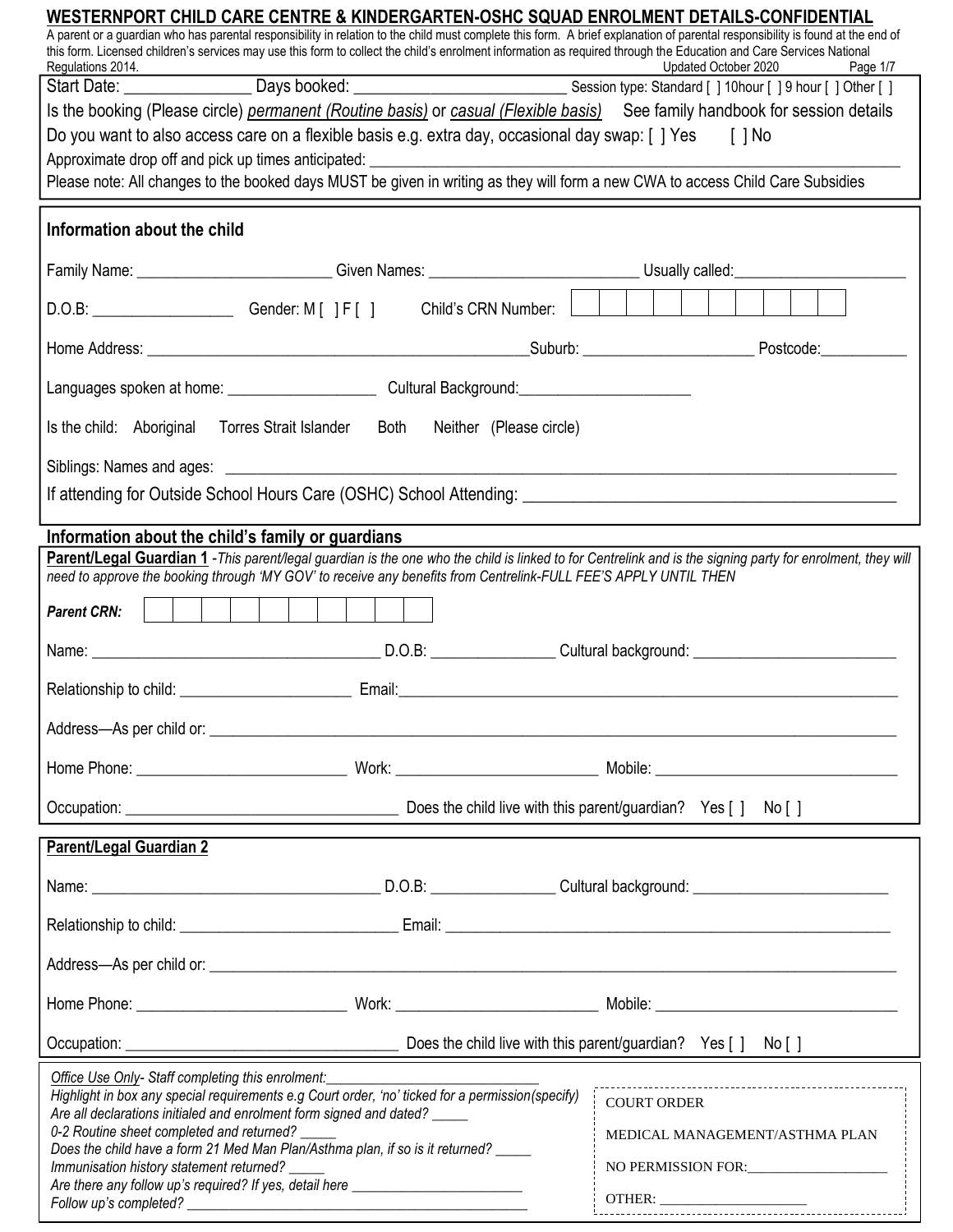## WESTERNPORT CHILD CARE CENTRE & KINDERGARTEN-OSHC SQUAD ENROLMENT DETAILS-CONFIDENTIAL

A parent or a guardian who has parental responsibility in relation to the child must complete this form. A brief explanation of parental responsibility is found at the end of this form. Licensed children's services may use this form to collect the child's enrolment information as required through the Education and Care Services National Regulations 2014.

Updated October 2020

Start Date: _______________ Days booked: _________________________ Session type: Standard [ ] 10hour [ ] 9 hour [ ] Other [ ]

Is the booking (Please circle) *permanent (Routine basis)* or *casual (Flexible basis)* See family handbook for session details

Do you want to also access care on a flexible basis e.g. extra day, occasional day swap: [ ] Yes [ ] No

Approximate drop off and pick up times anticipated: ___________________________________________

Please note: All changes to the booked days MUST be given in writing as they will form a new CWA to access Child Care Subsidies

### Information about the child

Family Name: _________________________ Given Names: __________________________ Usually called: _____________________

D.O.B: _________________ Gender: M [ ] F [ ] Child's CRN Number: | | | | | | | | | | |

Home Address: _______________________________________________ Suburb: _____________________ Postcode: ___________

Languages spoken at home: ___________________ Cultural Background: _____________________

Is the child: Aboriginal Torres Strait Islander Both Neither (Please circle)

Siblings: Names and ages: ___________________________________________________________________________

If attending for Outside School Hours Care (OSHC) School Attending: ___________________________________________

### Information about the child's family or guardians

**Parent/Legal Guardian 1** -*This parent/legal guardian is the one who the child is linked to for Centrelink and is the signing party for enrolment, they will need to approve the booking through 'MY GOV' to receive any benefits from Centrelink-FULL FEE'S APPLY UNTIL THEN*

***Parent CRN:*** | | | | | | | | | | |

Name: ___________________________________ D.O.B: _______________ Cultural background: _________________________

Relationship to child: _____________________ Email: ______________________________________________________

Address—As per child or: _________________________________________________________________________

Home Phone: __________________________ Work: _________________________ Mobile: _______________________________

Occupation: __________________________________ Does the child live with this parent/guardian? Yes [ ] No [ ]

**Parent/Legal Guardian 2**

Name: ___________________________________ D.O.B: _______________ Cultural background: ________________________

Relationship to child: ___________________________ Email: _________________________________________________

Address—As per child or: _________________________________________________________________________

Home Phone: __________________________ Work: _________________________ Mobile: _______________________________

Occupation: __________________________________ Does the child live with this parent/guardian? Yes [ ] No [ ]

*Office Use Only- Staff completing this enrolment:*___________________________

*Highlight in box any special requirements e.g Court order, 'no' ticked for a permission(specify)*

*Are all declarations initialed and enrolment form signed and dated?* _____

*0-2 Routine sheet completed and returned?* _____

*Does the child have a form 21 Med Man Plan/Asthma plan, if so is it returned?* _____

*Immunisation history statement returned?* _____

*Are there any follow up's required? If yes, detail here* _______________________

*Follow up's completed?* _______________________________________________

COURT ORDER

MEDICAL MANAGEMENT/ASTHMA PLAN

NO PERMISSION FOR: ___________________

OTHER: ____________________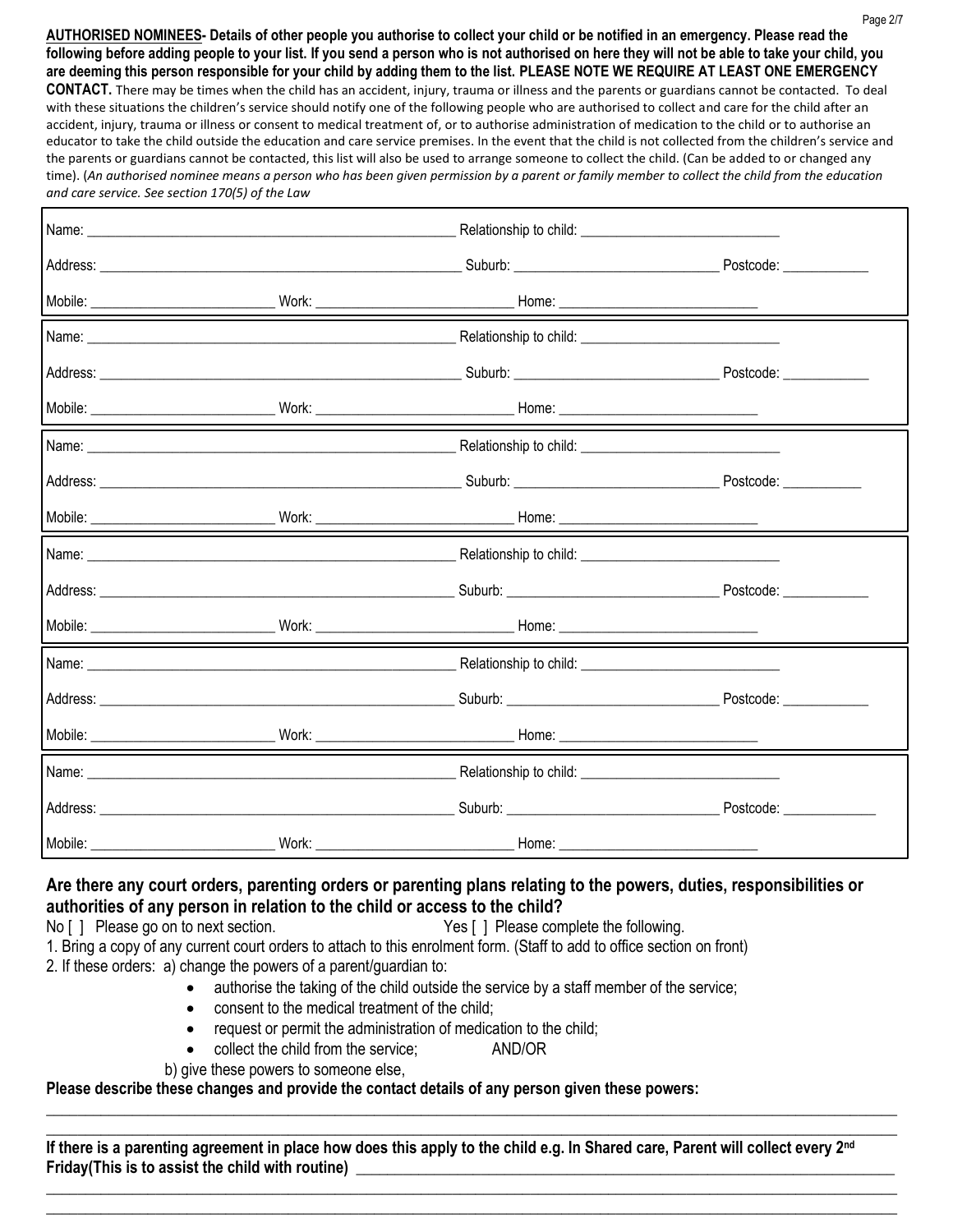**AUTHORISED NOMINEES- Details of other people you authorise to collect your child or be notified in an emergency. Please read the following before adding people to your list. If you send a person who is not authorised on here they will not be able to take your child, you are deeming this person responsible for your child by adding them to the list. PLEASE NOTE WE REQUIRE AT LEAST ONE EMERGENCY CONTACT.** There may be times when the child has an accident, injury, trauma or illness and the parents or guardians cannot be contacted. To deal with these situations the children's service should notify one of the following people who are authorised to collect and care for the child after an accident, injury, trauma or illness or consent to medical treatment of, or to authorise administration of medication to the child or to authorise an educator to take the child outside the education and care service premises. In the event that the child is not collected from the children's service and the parents or guardians cannot be contacted, this list will also be used to arrange someone to collect the child. (Can be added to or changed any time). (*An authorised nominee means a person who has been given permission by a parent or family member to collect the child from the education and care service. See section 170(5) of the Law*

Name: ____________________ Relationship to child: ____________________

Address: ____________________ Suburb: ____________________ Postcode: ____________

Mobile: ____________________ Work: ____________________ Home: ____________________

Name: ____________________ Relationship to child: ____________________

Address: ____________________ Suburb: ____________________ Postcode: ____________

Mobile: ____________________ Work: ____________________ Home: ____________________

Name: ____________________ Relationship to child: ____________________

Address: ____________________ Suburb: ____________________ Postcode: ____________

Mobile: ____________________ Work: ____________________ Home: ____________________

Name: ____________________ Relationship to child: ____________________

Address: ____________________ Suburb: ____________________ Postcode: ____________

Mobile: ____________________ Work: ____________________ Home: ____________________

Name: ____________________ Relationship to child: ____________________

Address: ____________________ Suburb: ____________________ Postcode: ____________

Mobile: ____________________ Work: ____________________ Home: ____________________

Name: ____________________ Relationship to child: ____________________

Address: ____________________ Suburb: ____________________ Postcode: ____________

Mobile: ____________________ Work: ____________________ Home: ____________________

## Are there any court orders, parenting orders or parenting plans relating to the powers, duties, responsibilities or authorities of any person in relation to the child or access to the child?

No [ ] Please go on to next section. Yes [ ] Please complete the following.

1. Bring a copy of any current court orders to attach to this enrolment form. (Staff to add to office section on front)
2. If these orders: a) change the powers of a parent/guardian to:
   - authorise the taking of the child outside the service by a staff member of the service;
   - consent to the medical treatment of the child;
   - request or permit the administration of medication to the child;
   - collect the child from the service; AND/OR

   b) give these powers to someone else,

**Please describe these changes and provide the contact details of any person given these powers:**

______________________________________________________________________

______________________________________________________________________

**If there is a parenting agreement in place how does this apply to the child e.g. In Shared care, Parent will collect every 2nd Friday(This is to assist the child with routine)** ____________________

______________________________________________________________________

______________________________________________________________________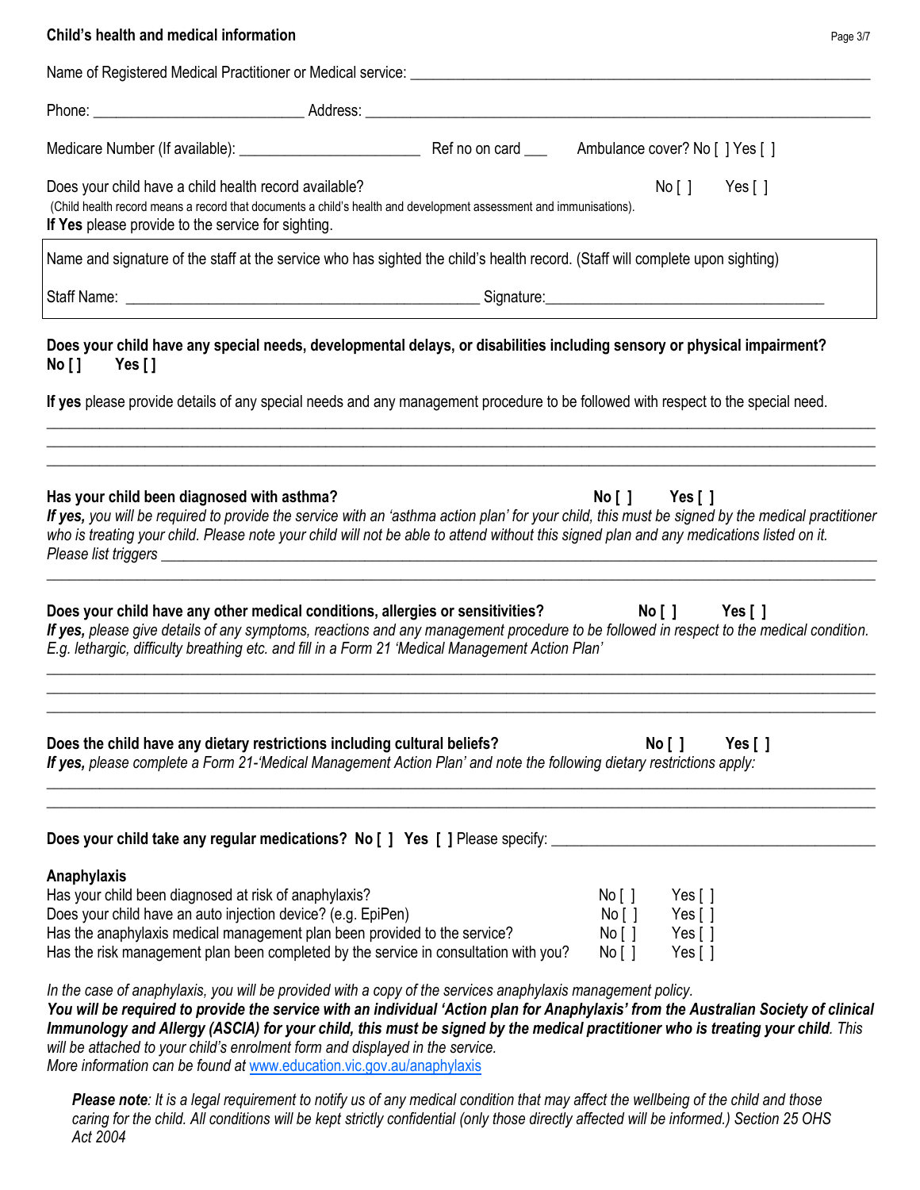## Child's health and medical information

Name of Registered Medical Practitioner or Medical service: ___________________________________________

Phone: ________________________ Address: ___________________________________________________________

Medicare Number (If available): ______________________ Ref no on card ___ Ambulance cover? No [ ] Yes [ ]

Does your child have a child health record available? No [ ] Yes [ ]
(Child health record means a record that documents a child's health and development assessment and immunisations).
**If Yes** please provide to the service for sighting.

Name and signature of the staff at the service who has sighted the child's health record. (Staff will complete upon sighting)

Staff Name: __________________________________________ Signature:__________________________________

**Does your child have any special needs, developmental delays, or disabilities including sensory or physical impairment?**
**No [ ] Yes [ ]**

**If yes** please provide details of any special needs and any management procedure to be followed with respect to the special need.

_______________________________________________________________________________________________
_______________________________________________________________________________________________
_______________________________________________________________________________________________

**Has your child been diagnosed with asthma?** **No [ ] Yes [ ]**
***If yes,*** *you will be required to provide the service with an 'asthma action plan' for your child, this must be signed by the medical practitioner who is treating your child. Please note your child will not be able to attend without this signed plan and any medications listed on it.*
*Please list triggers* ________________________________________________________________________________
_______________________________________________________________________________________________

**Does your child have any other medical conditions, allergies or sensitivities?** **No [ ] Yes [ ]**
***If yes,*** *please give details of any symptoms, reactions and any management procedure to be followed in respect to the medical condition. E.g. lethargic, difficulty breathing etc. and fill in a Form 21 'Medical Management Action Plan'*

_______________________________________________________________________________________________
_______________________________________________________________________________________________
_______________________________________________________________________________________________

**Does the child have any dietary restrictions including cultural beliefs?** **No [ ] Yes [ ]**
***If yes,*** *please complete a Form 21-'Medical Management Action Plan' and note the following dietary restrictions apply:*

_______________________________________________________________________________________________
_______________________________________________________________________________________________

**Does your child take any regular medications? No [ ] Yes [ ]** Please specify: ______________________________________

**Anaphylaxis**

| | | |
|---|---|---|
| Has your child been diagnosed at risk of anaphylaxis? | No [ ] | Yes [ ] |
| Does your child have an auto injection device? (e.g. EpiPen) | No [ ] | Yes [ ] |
| Has the anaphylaxis medical management plan been provided to the service? | No [ ] | Yes [ ] |
| Has the risk management plan been completed by the service in consultation with you? | No [ ] | Yes [ ] |

*In the case of anaphylaxis, you will be provided with a copy of the services anaphylaxis management policy.*
***You will be required to provide the service with an individual 'Action plan for Anaphylaxis' from the Australian Society of clinical Immunology and Allergy (ASCIA) for your child, this must be signed by the medical practitioner who is treating your child****. This will be attached to your child's enrolment form and displayed in the service.*
*More information can be found at* www.education.vic.gov.au/anaphylaxis

***Please note****: It is a legal requirement to notify us of any medical condition that may affect the wellbeing of the child and those caring for the child. All conditions will be kept strictly confidential (only those directly affected will be informed.) Section 25 OHS Act 2004*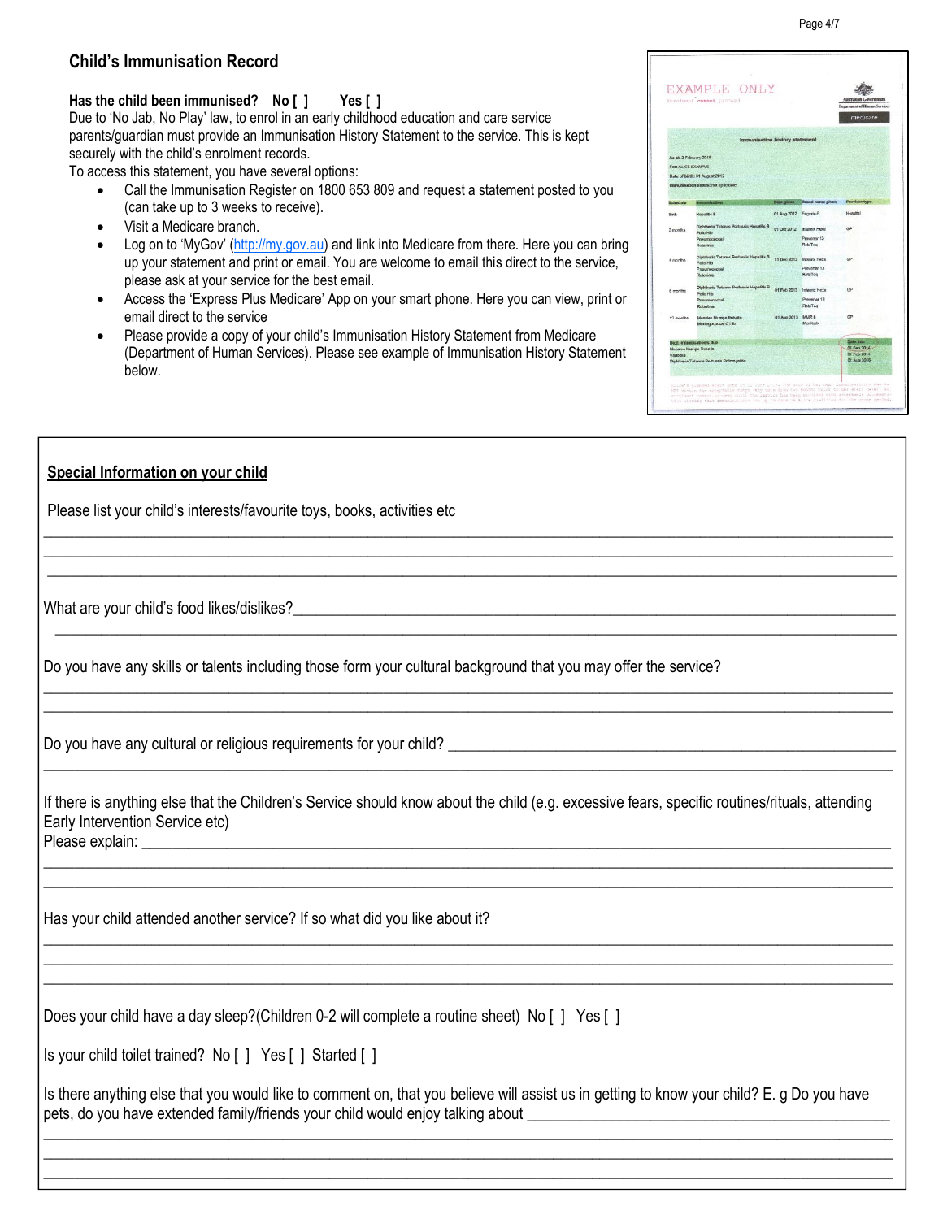## Child's Immunisation Record

**Has the child been immunised? No [ ] Yes [ ]**

Due to 'No Jab, No Play' law, to enrol in an early childhood education and care service parents/guardian must provide an Immunisation History Statement to the service. This is kept securely with the child's enrolment records.

To access this statement, you have several options:

- Call the Immunisation Register on 1800 653 809 and request a statement posted to you (can take up to 3 weeks to receive).
- Visit a Medicare branch.
- Log on to 'MyGov' (http://my.gov.au) and link into Medicare from there. Here you can bring up your statement and print or email. You are welcome to email this direct to the service, please ask at your service for the best email.
- Access the 'Express Plus Medicare' App on your smart phone. Here you can view, print or email direct to the service
- Please provide a copy of your child's Immunisation History Statement from Medicare (Department of Human Services). Please see example of Immunisation History Statement below.

### Special Information on your child

Please list your child's interests/favourite toys, books, activities etc

______________________________________________________________________________

______________________________________________________________________________

______________________________________________________________________________

What are your child's food likes/dislikes?______________________________________________

______________________________________________________________________________

Do you have any skills or talents including those form your cultural background that you may offer the service?

______________________________________________________________________________

______________________________________________________________________________

Do you have any cultural or religious requirements for your child? ___________________________

______________________________________________________________________________

If there is anything else that the Children's Service should know about the child (e.g. excessive fears, specific routines/rituals, attending Early Intervention Service etc)

Please explain: _______________________________________________________________

______________________________________________________________________________

______________________________________________________________________________

Has your child attended another service? If so what did you like about it?

______________________________________________________________________________

______________________________________________________________________________

______________________________________________________________________________

Does your child have a day sleep?(Children 0-2 will complete a routine sheet) No [ ] Yes [ ]

Is your child toilet trained? No [ ] Yes [ ] Started [ ]

Is there anything else that you would like to comment on, that you believe will assist us in getting to know your child? E. g Do you have pets, do you have extended family/friends your child would enjoy talking about ___________________________

______________________________________________________________________________

______________________________________________________________________________

______________________________________________________________________________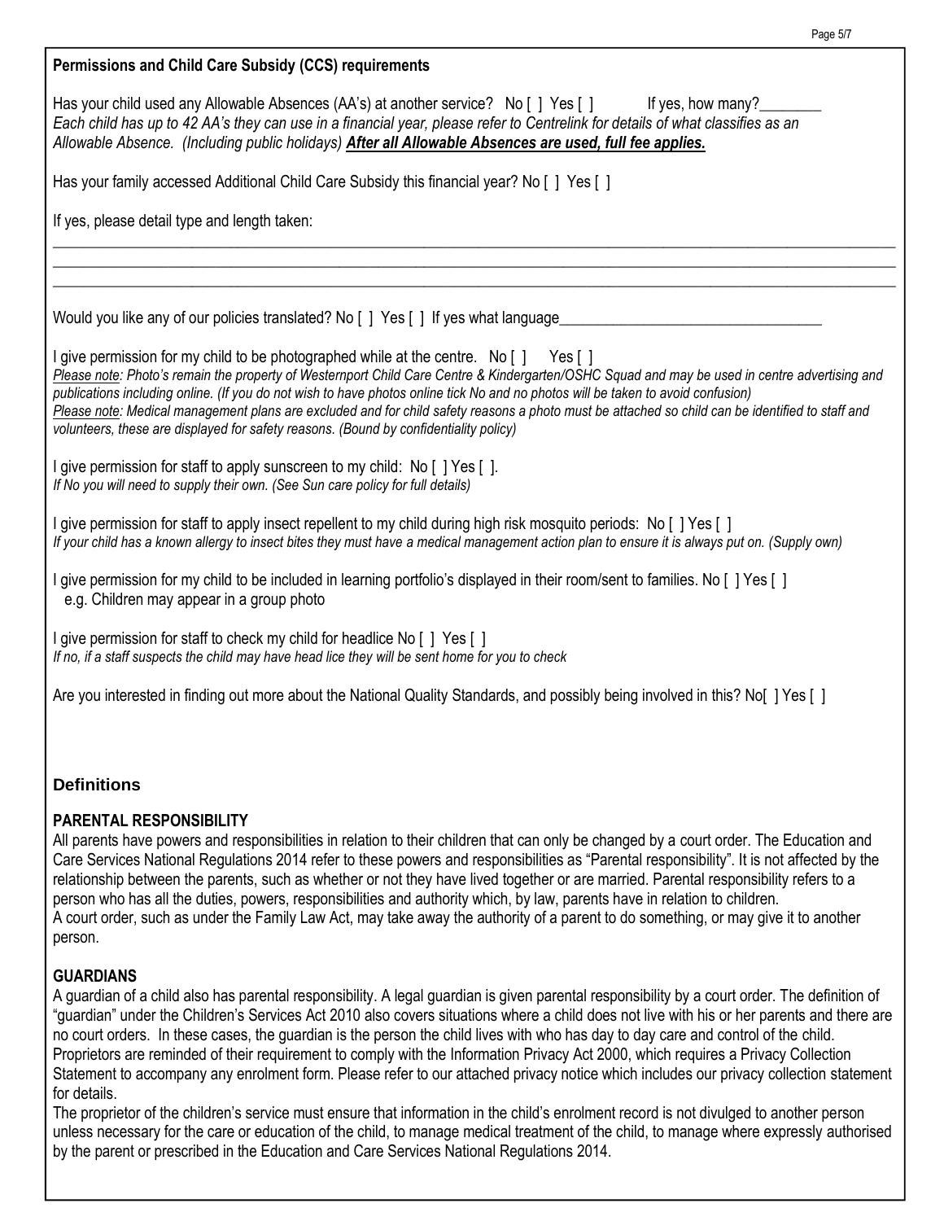**Permissions and Child Care Subsidy (CCS) requirements**

Has your child used any Allowable Absences (AA's) at another service? No [ ] Yes [ ] If yes, how many?________
*Each child has up to 42 AA's they can use in a financial year, please refer to Centrelink for details of what classifies as an Allowable Absence. (Including public holidays)* ***After all Allowable Absences are used, full fee applies.***

Has your family accessed Additional Child Care Subsidy this financial year? No [ ] Yes [ ]

If yes, please detail type and length taken:

______________________________________________________________________________________________

______________________________________________________________________________________________

______________________________________________________________________________________________

Would you like any of our policies translated? No [ ] Yes [ ] If yes what language__________________________________

I give permission for my child to be photographed while at the centre. No [ ] Yes [ ]
*Please note: Photo's remain the property of Westernport Child Care Centre & Kindergarten/OSHC Squad and may be used in centre advertising and publications including online. (If you do not wish to have photos online tick No and no photos will be taken to avoid confusion)*
*Please note: Medical management plans are excluded and for child safety reasons a photo must be attached so child can be identified to staff and volunteers, these are displayed for safety reasons. (Bound by confidentiality policy)*

I give permission for staff to apply sunscreen to my child: No [ ] Yes [ ].
*If No you will need to supply their own. (See Sun care policy for full details)*

I give permission for staff to apply insect repellent to my child during high risk mosquito periods: No [ ] Yes [ ]
*If your child has a known allergy to insect bites they must have a medical management action plan to ensure it is always put on. (Supply own)*

I give permission for my child to be included in learning portfolio's displayed in their room/sent to families. No [ ] Yes [ ]
e.g. Children may appear in a group photo

I give permission for staff to check my child for headlice No [ ] Yes [ ]
*If no, if a staff suspects the child may have head lice they will be sent home for you to check*

Are you interested in finding out more about the National Quality Standards, and possibly being involved in this? No[ ] Yes [ ]

## Definitions

**PARENTAL RESPONSIBILITY**

All parents have powers and responsibilities in relation to their children that can only be changed by a court order. The Education and Care Services National Regulations 2014 refer to these powers and responsibilities as "Parental responsibility". It is not affected by the relationship between the parents, such as whether or not they have lived together or are married. Parental responsibility refers to a person who has all the duties, powers, responsibilities and authority which, by law, parents have in relation to children.
A court order, such as under the Family Law Act, may take away the authority of a parent to do something, or may give it to another person.

**GUARDIANS**

A guardian of a child also has parental responsibility. A legal guardian is given parental responsibility by a court order. The definition of "guardian" under the Children's Services Act 2010 also covers situations where a child does not live with his or her parents and there are no court orders. In these cases, the guardian is the person the child lives with who has day to day care and control of the child.
Proprietors are reminded of their requirement to comply with the Information Privacy Act 2000, which requires a Privacy Collection Statement to accompany any enrolment form. Please refer to our attached privacy notice which includes our privacy collection statement for details.
The proprietor of the children's service must ensure that information in the child's enrolment record is not divulged to another person unless necessary for the care or education of the child, to manage medical treatment of the child, to manage where expressly authorised by the parent or prescribed in the Education and Care Services National Regulations 2014.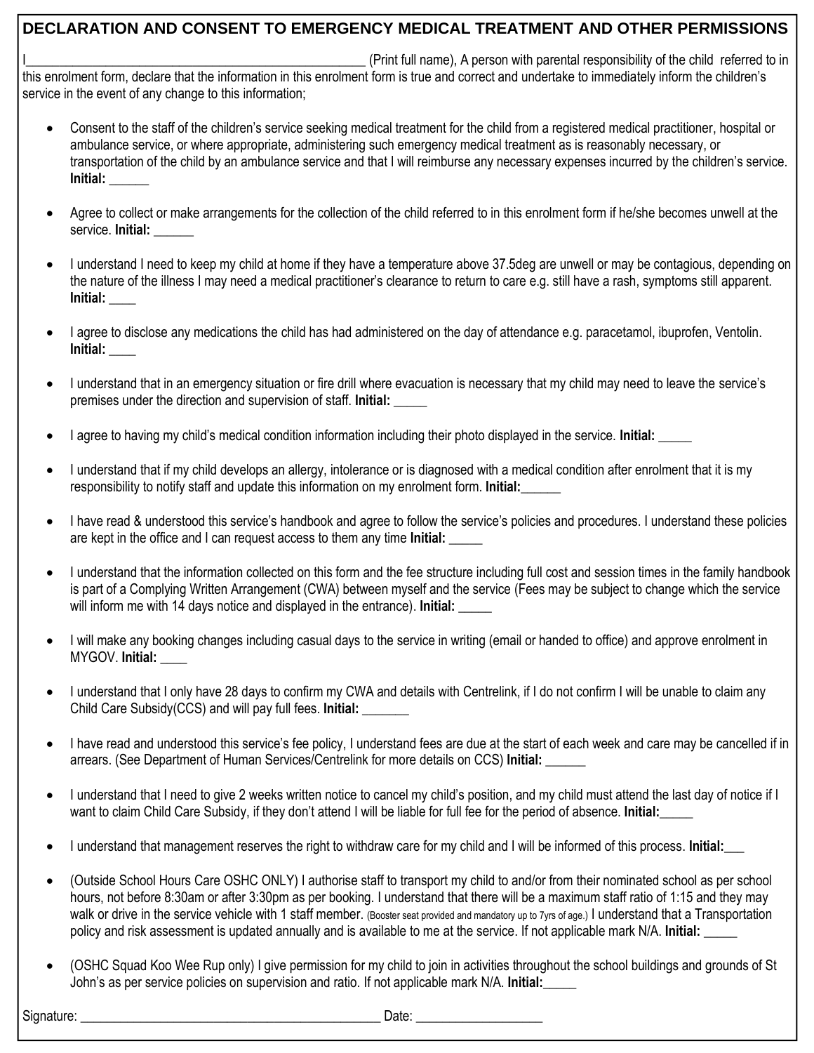## DECLARATION AND CONSENT TO EMERGENCY MEDICAL TREATMENT AND OTHER PERMISSIONS

I_________________________________________________ (Print full name), A person with parental responsibility of the child referred to in this enrolment form, declare that the information in this enrolment form is true and correct and undertake to immediately inform the children's service in the event of any change to this information;

- Consent to the staff of the children's service seeking medical treatment for the child from a registered medical practitioner, hospital or ambulance service, or where appropriate, administering such emergency medical treatment as is reasonably necessary, or transportation of the child by an ambulance service and that I will reimburse any necessary expenses incurred by the children's service. **Initial:** ______

- Agree to collect or make arrangements for the collection of the child referred to in this enrolment form if he/she becomes unwell at the service. **Initial:** ______

- I understand I need to keep my child at home if they have a temperature above 37.5deg are unwell or may be contagious, depending on the nature of the illness I may need a medical practitioner's clearance to return to care e.g. still have a rash, symptoms still apparent. **Initial:** ____

- I agree to disclose any medications the child has had administered on the day of attendance e.g. paracetamol, ibuprofen, Ventolin. **Initial:** ____

- I understand that in an emergency situation or fire drill where evacuation is necessary that my child may need to leave the service's premises under the direction and supervision of staff. **Initial:** _____

- I agree to having my child's medical condition information including their photo displayed in the service. **Initial:** _____

- I understand that if my child develops an allergy, intolerance or is diagnosed with a medical condition after enrolment that it is my responsibility to notify staff and update this information on my enrolment form. **Initial:**______

- I have read & understood this service's handbook and agree to follow the service's policies and procedures. I understand these policies are kept in the office and I can request access to them any time **Initial:** _____

- I understand that the information collected on this form and the fee structure including full cost and session times in the family handbook is part of a Complying Written Arrangement (CWA) between myself and the service (Fees may be subject to change which the service will inform me with 14 days notice and displayed in the entrance). **Initial:** _____

- I will make any booking changes including casual days to the service in writing (email or handed to office) and approve enrolment in MYGOV. **Initial:** ____

- I understand that I only have 28 days to confirm my CWA and details with Centrelink, if I do not confirm I will be unable to claim any Child Care Subsidy(CCS) and will pay full fees. **Initial:** _______

- I have read and understood this service's fee policy, I understand fees are due at the start of each week and care may be cancelled if in arrears. (See Department of Human Services/Centrelink for more details on CCS) **Initial:** ______

- I understand that I need to give 2 weeks written notice to cancel my child's position, and my child must attend the last day of notice if I want to claim Child Care Subsidy, if they don't attend I will be liable for full fee for the period of absence. **Initial:**_____

- I understand that management reserves the right to withdraw care for my child and I will be informed of this process. **Initial:**___

- (Outside School Hours Care OSHC ONLY) I authorise staff to transport my child to and/or from their nominated school as per school hours, not before 8:30am or after 3:30pm as per booking. I understand that there will be a maximum staff ratio of 1:15 and they may walk or drive in the service vehicle with 1 staff member. (Booster seat provided and mandatory up to 7yrs of age.) I understand that a Transportation policy and risk assessment is updated annually and is available to me at the service. If not applicable mark N/A. **Initial:** _____

- (OSHC Squad Koo Wee Rup only) I give permission for my child to join in activities throughout the school buildings and grounds of St John's as per service policies on supervision and ratio. If not applicable mark N/A. **Initial:**_____

Signature: ____________________________________________ Date: ___________________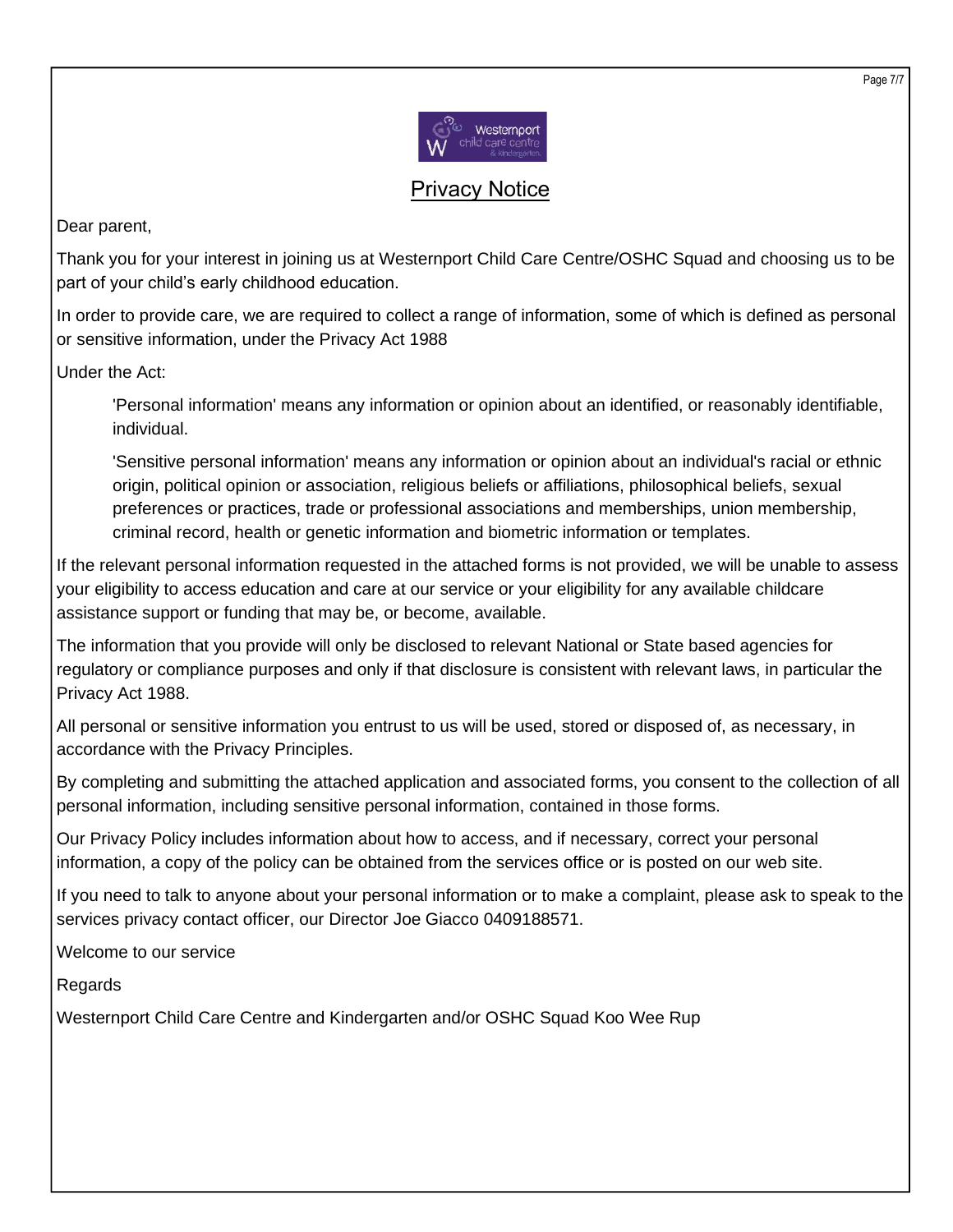# Privacy Notice

Dear parent,

Thank you for your interest in joining us at Westernport Child Care Centre/OSHC Squad and choosing us to be part of your child's early childhood education.

In order to provide care, we are required to collect a range of information, some of which is defined as personal or sensitive information, under the Privacy Act 1988

Under the Act:

> 'Personal information' means any information or opinion about an identified, or reasonably identifiable, individual.
>
> 'Sensitive personal information' means any information or opinion about an individual's racial or ethnic origin, political opinion or association, religious beliefs or affiliations, philosophical beliefs, sexual preferences or practices, trade or professional associations and memberships, union membership, criminal record, health or genetic information and biometric information or templates.

If the relevant personal information requested in the attached forms is not provided, we will be unable to assess your eligibility to access education and care at our service or your eligibility for any available childcare assistance support or funding that may be, or become, available.

The information that you provide will only be disclosed to relevant National or State based agencies for regulatory or compliance purposes and only if that disclosure is consistent with relevant laws, in particular the Privacy Act 1988.

All personal or sensitive information you entrust to us will be used, stored or disposed of, as necessary, in accordance with the Privacy Principles.

By completing and submitting the attached application and associated forms, you consent to the collection of all personal information, including sensitive personal information, contained in those forms.

Our Privacy Policy includes information about how to access, and if necessary, correct your personal information, a copy of the policy can be obtained from the services office or is posted on our web site.

If you need to talk to anyone about your personal information or to make a complaint, please ask to speak to the services privacy contact officer, our Director Joe Giacco 0409188571.

Welcome to our service

Regards

Westernport Child Care Centre and Kindergarten and/or OSHC Squad Koo Wee Rup